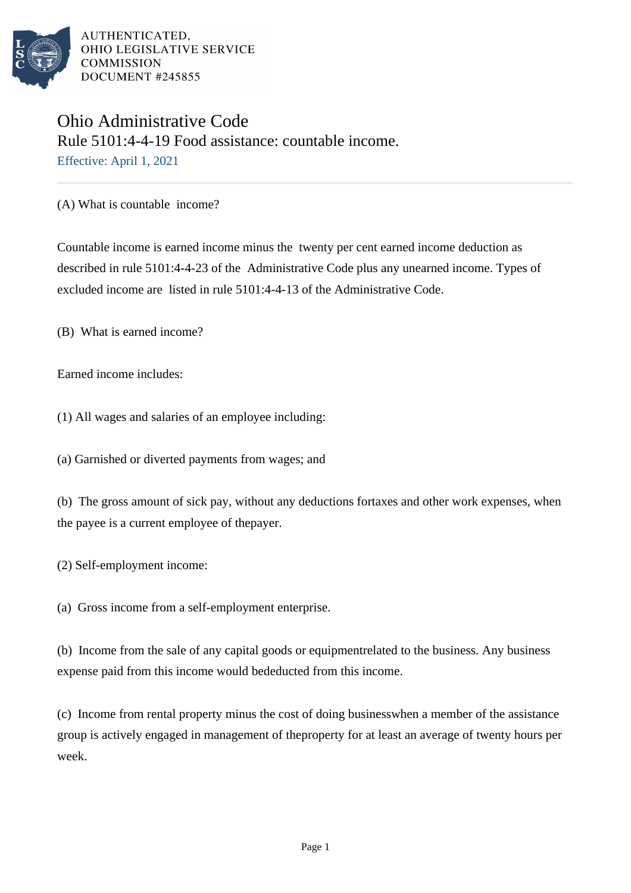AUTHENTICATED,
OHIO LEGISLATIVE SERVICE
COMMISSION
DOCUMENT #245855

# Ohio Administrative Code

## Rule 5101:4-4-19 Food assistance: countable income.

Effective: April 1, 2021

(A) What is countable income?

Countable income is earned income minus the twenty per cent earned income deduction as described in rule 5101:4-4-23 of the Administrative Code plus any unearned income. Types of excluded income are listed in rule 5101:4-4-13 of the Administrative Code.

(B) What is earned income?

Earned income includes:

(1) All wages and salaries of an employee including:

(a) Garnished or diverted payments from wages; and

(b) The gross amount of sick pay, without any deductions fortaxes and other work expenses, when the payee is a current employee of thepayer.

(2) Self-employment income:

(a) Gross income from a self-employment enterprise.

(b) Income from the sale of any capital goods or equipmentrelated to the business. Any business expense paid from this income would bededucted from this income.

(c) Income from rental property minus the cost of doing businesswhen a member of the assistance group is actively engaged in management of theproperty for at least an average of twenty hours per week.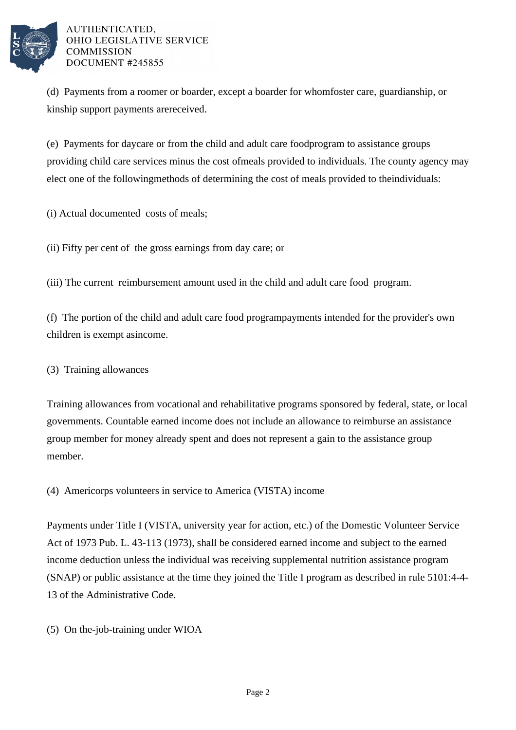(d) Payments from a roomer or boarder, except a boarder for whomfoster care, guardianship, or kinship support payments arereceived.

(e) Payments for daycare or from the child and adult care foodprogram to assistance groups providing child care services minus the cost ofmeals provided to individuals. The county agency may elect one of the followingmethods of determining the cost of meals provided to theindividuals:

(i) Actual documented costs of meals;

(ii) Fifty per cent of the gross earnings from day care; or

(iii) The current reimbursement amount used in the child and adult care food program.

(f) The portion of the child and adult care food programpayments intended for the provider's own children is exempt asincome.

(3) Training allowances

Training allowances from vocational and rehabilitative programs sponsored by federal, state, or local governments. Countable earned income does not include an allowance to reimburse an assistance group member for money already spent and does not represent a gain to the assistance group member.

(4) Americorps volunteers in service to America (VISTA) income

Payments under Title I (VISTA, university year for action, etc.) of the Domestic Volunteer Service Act of 1973 Pub. L. 43-113 (1973), shall be considered earned income and subject to the earned income deduction unless the individual was receiving supplemental nutrition assistance program (SNAP) or public assistance at the time they joined the Title I program as described in rule 5101:4-4-13 of the Administrative Code.

(5) On the-job-training under WIOA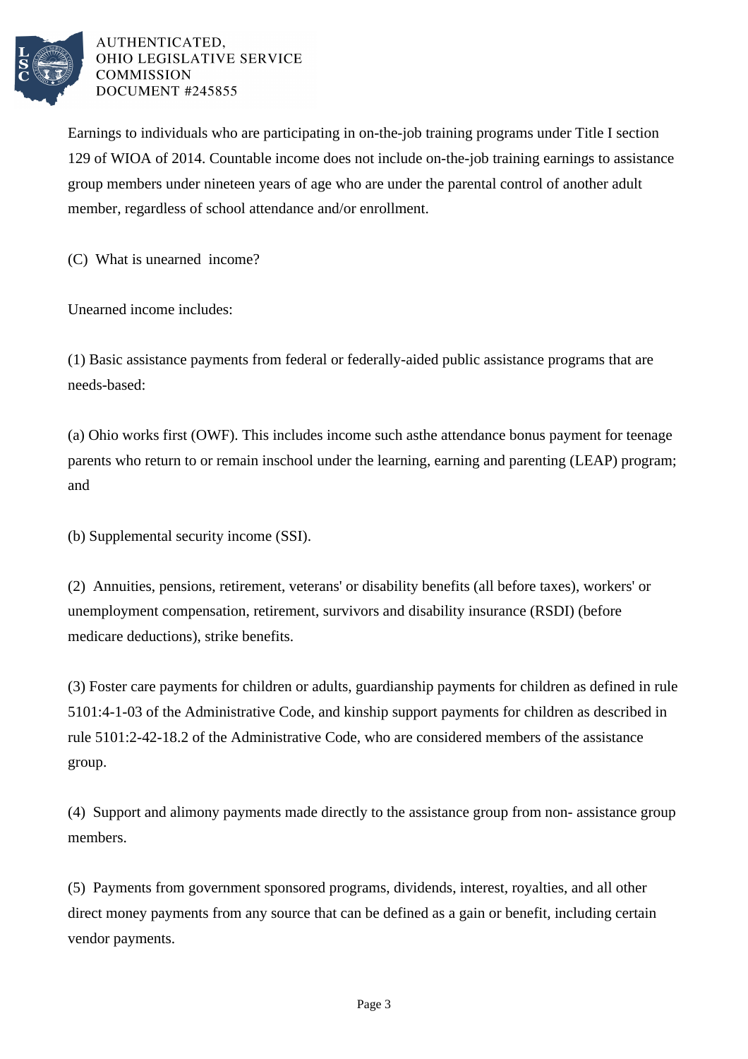Earnings to individuals who are participating in on-the-job training programs under Title I section 129 of WIOA of 2014. Countable income does not include on-the-job training earnings to assistance group members under nineteen years of age who are under the parental control of another adult member, regardless of school attendance and/or enrollment.

(C) What is unearned income?

Unearned income includes:

(1) Basic assistance payments from federal or federally-aided public assistance programs that are needs-based:

(a) Ohio works first (OWF). This includes income such asthe attendance bonus payment for teenage parents who return to or remain inschool under the learning, earning and parenting (LEAP) program; and

(b) Supplemental security income (SSI).

(2) Annuities, pensions, retirement, veterans' or disability benefits (all before taxes), workers' or unemployment compensation, retirement, survivors and disability insurance (RSDI) (before medicare deductions), strike benefits.

(3) Foster care payments for children or adults, guardianship payments for children as defined in rule 5101:4-1-03 of the Administrative Code, and kinship support payments for children as described in rule 5101:2-42-18.2 of the Administrative Code, who are considered members of the assistance group.

(4) Support and alimony payments made directly to the assistance group from non- assistance group members.

(5) Payments from government sponsored programs, dividends, interest, royalties, and all other direct money payments from any source that can be defined as a gain or benefit, including certain vendor payments.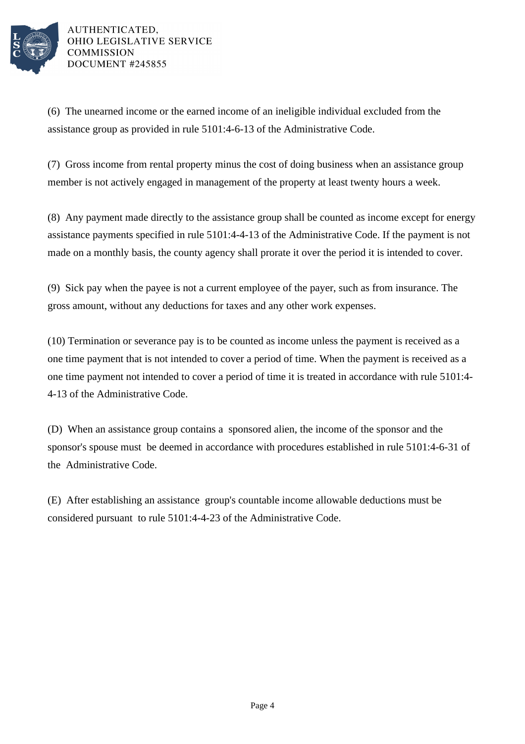(6) The unearned income or the earned income of an ineligible individual excluded from the assistance group as provided in rule 5101:4-6-13 of the Administrative Code.

(7) Gross income from rental property minus the cost of doing business when an assistance group member is not actively engaged in management of the property at least twenty hours a week.

(8) Any payment made directly to the assistance group shall be counted as income except for energy assistance payments specified in rule 5101:4-4-13 of the Administrative Code. If the payment is not made on a monthly basis, the county agency shall prorate it over the period it is intended to cover.

(9) Sick pay when the payee is not a current employee of the payer, such as from insurance. The gross amount, without any deductions for taxes and any other work expenses.

(10) Termination or severance pay is to be counted as income unless the payment is received as a one time payment that is not intended to cover a period of time. When the payment is received as a one time payment not intended to cover a period of time it is treated in accordance with rule 5101:4-4-13 of the Administrative Code.

(D) When an assistance group contains a sponsored alien, the income of the sponsor and the sponsor's spouse must be deemed in accordance with procedures established in rule 5101:4-6-31 of the Administrative Code.

(E) After establishing an assistance group's countable income allowable deductions must be considered pursuant to rule 5101:4-4-23 of the Administrative Code.